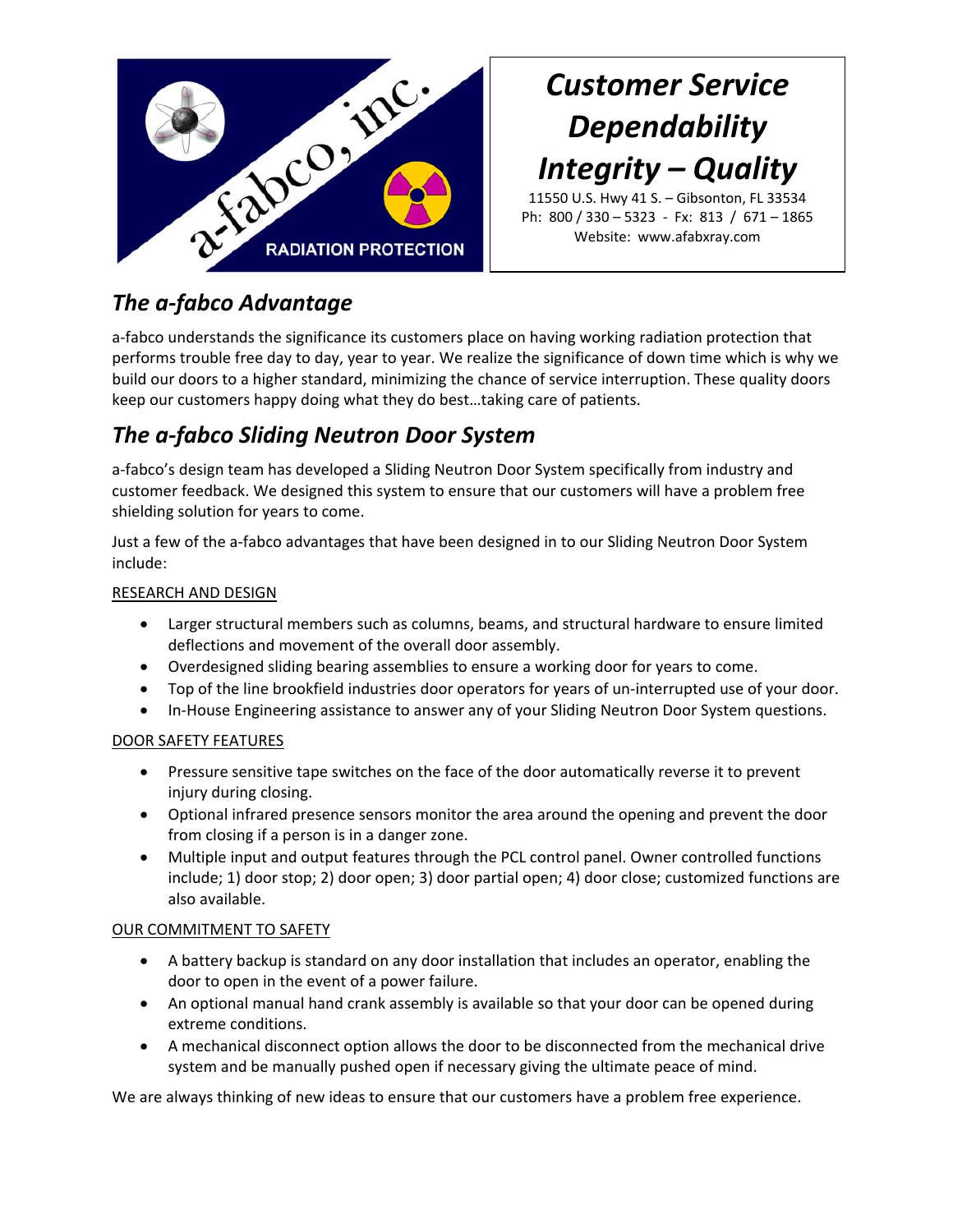a-fabco, inc.

RADIATION PROTECTION

***Customer Service***
***Dependability***
***Integrity – Quality***

11550 U.S. Hwy 41 S. – Gibsonton, FL 33534
Ph: 800 / 330 – 5323 - Fx: 813 / 671 – 1865
Website: www.afabxray.com

## *The a-fabco Advantage*

a-fabco understands the significance its customers place on having working radiation protection that performs trouble free day to day, year to year. We realize the significance of down time which is why we build our doors to a higher standard, minimizing the chance of service interruption. These quality doors keep our customers happy doing what they do best…taking care of patients.

## *The a-fabco Sliding Neutron Door System*

a-fabco's design team has developed a Sliding Neutron Door System specifically from industry and customer feedback. We designed this system to ensure that our customers will have a problem free shielding solution for years to come.

Just a few of the a-fabco advantages that have been designed in to our Sliding Neutron Door System include:

<u>RESEARCH AND DESIGN</u>

- Larger structural members such as columns, beams, and structural hardware to ensure limited deflections and movement of the overall door assembly.
- Overdesigned sliding bearing assemblies to ensure a working door for years to come.
- Top of the line brookfield industries door operators for years of un-interrupted use of your door.
- In-House Engineering assistance to answer any of your Sliding Neutron Door System questions.

<u>DOOR SAFETY FEATURES</u>

- Pressure sensitive tape switches on the face of the door automatically reverse it to prevent injury during closing.
- Optional infrared presence sensors monitor the area around the opening and prevent the door from closing if a person is in a danger zone.
- Multiple input and output features through the PCL control panel. Owner controlled functions include; 1) door stop; 2) door open; 3) door partial open; 4) door close; customized functions are also available.

<u>OUR COMMITMENT TO SAFETY</u>

- A battery backup is standard on any door installation that includes an operator, enabling the door to open in the event of a power failure.
- An optional manual hand crank assembly is available so that your door can be opened during extreme conditions.
- A mechanical disconnect option allows the door to be disconnected from the mechanical drive system and be manually pushed open if necessary giving the ultimate peace of mind.

We are always thinking of new ideas to ensure that our customers have a problem free experience.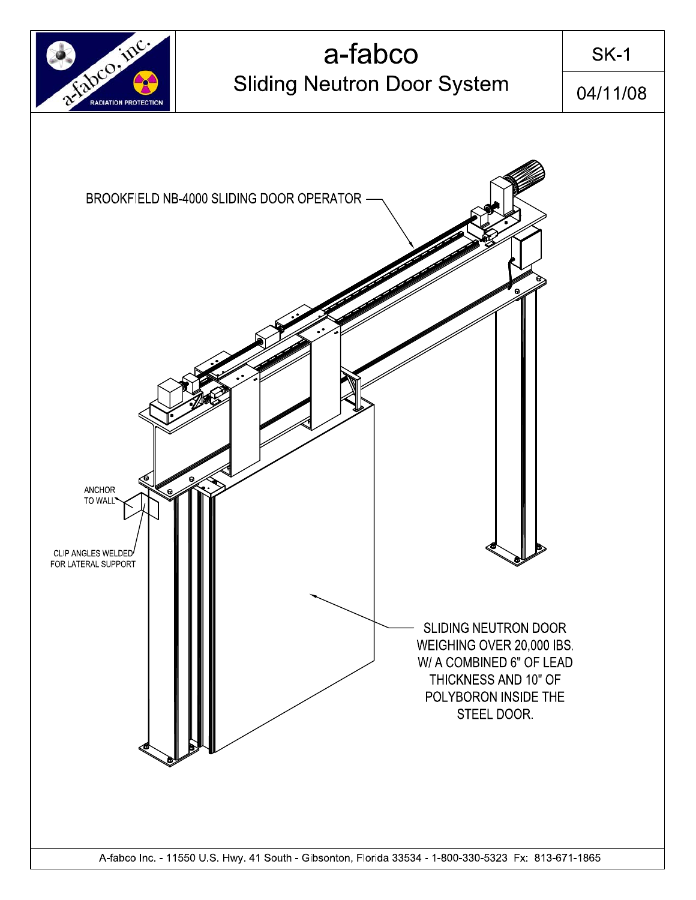# a-fabco

## Sliding Neutron Door System

SK-1

04/11/08

BROOKFIELD NB-4000 SLIDING DOOR OPERATOR

ANCHOR TO WALL

CLIP ANGLES WELDED FOR LATERAL SUPPORT

SLIDING NEUTRON DOOR WEIGHING OVER 20,000 IBS. W/ A COMBINED 6" OF LEAD THICKNESS AND 10" OF POLYBORON INSIDE THE STEEL DOOR.

A-fabco Inc. - 11550 U.S. Hwy. 41 South - Gibsonton, Florida 33534 - 1-800-330-5323 Fx: 813-671-1865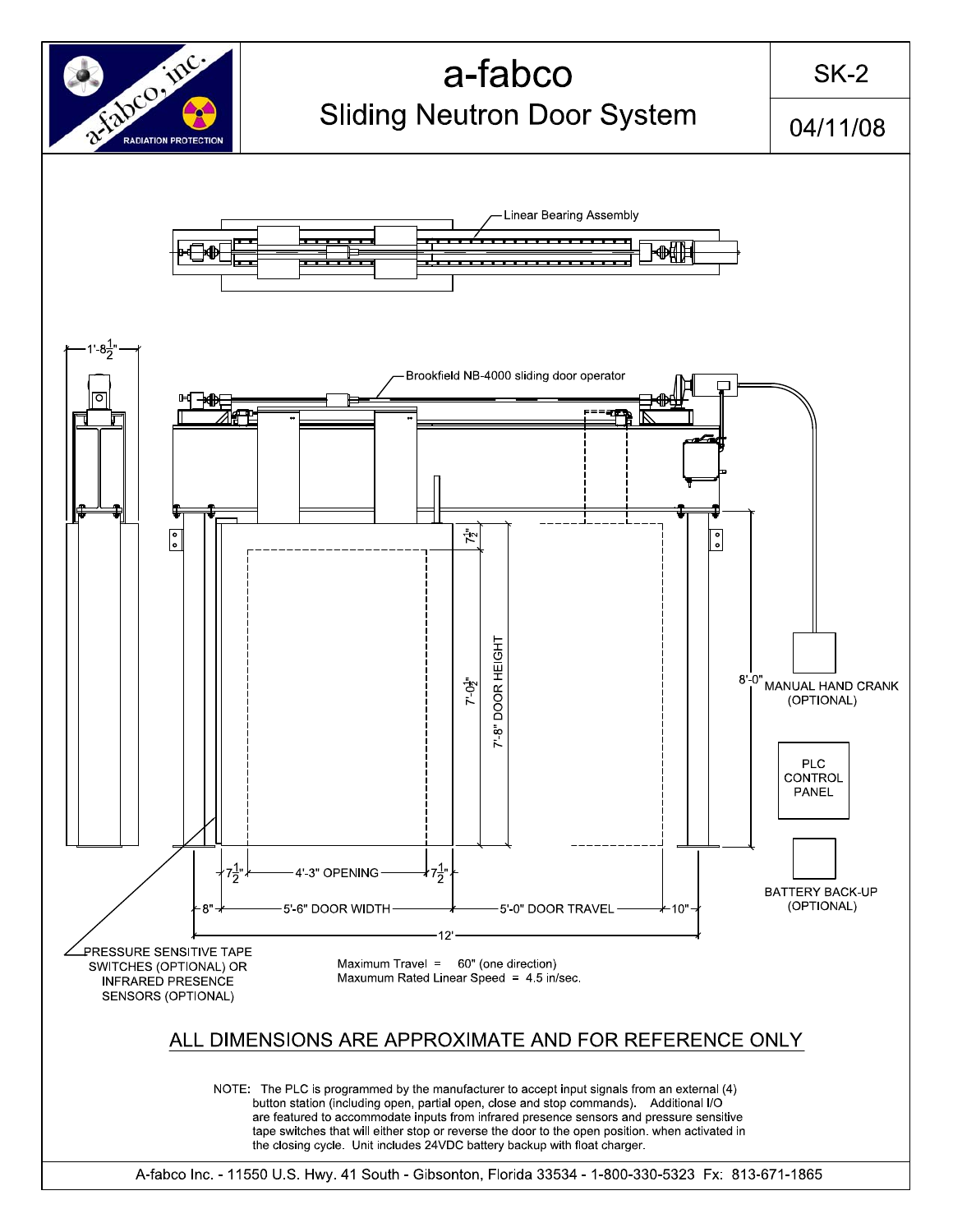# a-fabco

## Sliding Neutron Door System

SK-2

04/11/08

Linear Bearing Assembly

Brookfield NB-4000 sliding door operator

1'-8½"

7½"

7'-0½"

7'-8" DOOR HEIGHT

8'-0"

MANUAL HAND CRANK (OPTIONAL)

PLC CONTROL PANEL

BATTERY BACK-UP (OPTIONAL)

7½" 4'-3" OPENING 7½"

8" 5'-6" DOOR WIDTH 5'-0" DOOR TRAVEL 10"

12'

PRESSURE SENSITIVE TAPE SWITCHES (OPTIONAL) OR INFRARED PRESENCE SENSORS (OPTIONAL)

Maximum Travel = 60" (one direction)
Maxumum Rated Linear Speed = 4.5 in/sec.

ALL DIMENSIONS ARE APPROXIMATE AND FOR REFERENCE ONLY

NOTE: The PLC is programmed by the manufacturer to accept input signals from an external (4) button station (including open, partial open, close and stop commands). Additional I/O are featured to accommodate inputs from infrared presence sensors and pressure sensitive tape switches that will either stop or reverse the door to the open position. when activated in the closing cycle. Unit includes 24VDC battery backup with float charger.

A-fabco Inc. - 11550 U.S. Hwy. 41 South - Gibsonton, Florida 33534 - 1-800-330-5323 Fx: 813-671-1865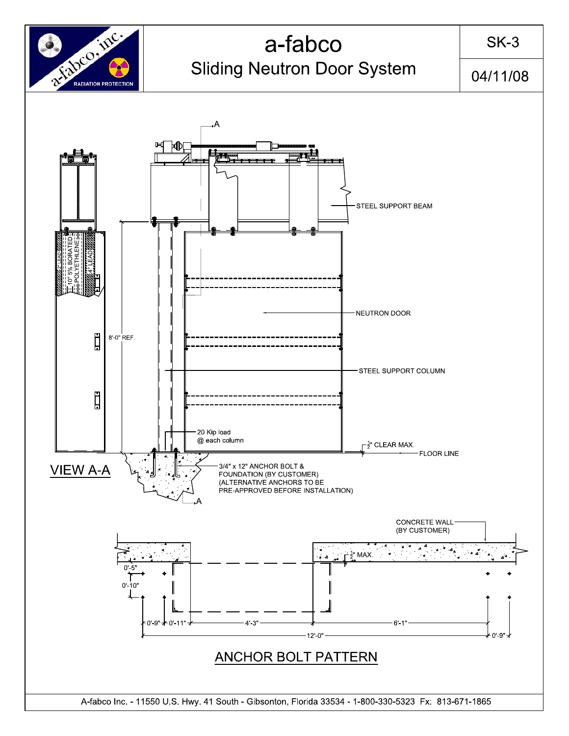# a-fabco

## Sliding Neutron Door System

SK-3

04/11/08

a-fabco, inc.
RADIATION PROTECTION

A

STEEL SUPPORT BEAM

2" LEAD
10" 5% BORATED POLYETHLENE
4" LEAD

NEUTRON DOOR

8'-0" REF.

STEEL SUPPORT COLUMN

20 Kip load
@ each column

½" CLEAR MAX.

FLOOR LINE

VIEW A-A

3/4" x 12" ANCHOR BOLT & FOUNDATION (BY CUSTOMER) (ALTERNATIVE ANCHORS TO BE PRE-APPROVED BEFORE INSTALLATION)

A

CONCRETE WALL (BY CUSTOMER)

½" MAX

0'-5"

0'-10"

0'-9"

0'-11"

4'-3"

6'-1"

12'-0"

0'-9"

ANCHOR BOLT PATTERN

A-fabco Inc. - 11550 U.S. Hwy. 41 South - Gibsonton, Florida 33534 - 1-800-330-5323 Fx: 813-671-1865